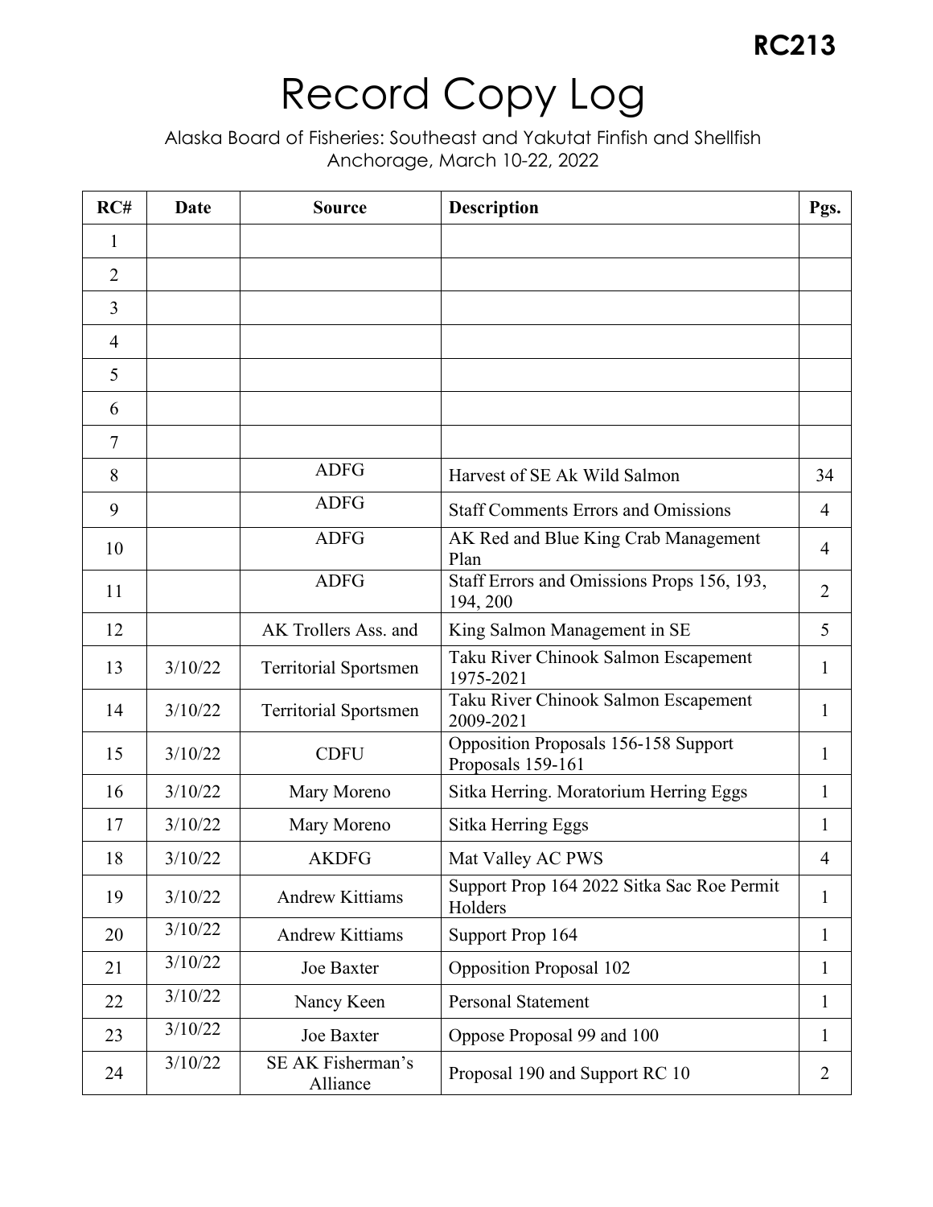**RC213**

# Record Copy Log

Alaska Board of Fisheries: Southeast and Yakutat Finfish and Shellfish
Anchorage, March 10-22, 2022

| RC# | Date | Source | Description | Pgs. |
|---|---|---|---|---|
| 1 | | | | |
| 2 | | | | |
| 3 | | | | |
| 4 | | | | |
| 5 | | | | |
| 6 | | | | |
| 7 | | | | |
| 8 | | ADFG | Harvest of SE Ak Wild Salmon | 34 |
| 9 | | ADFG | Staff Comments Errors and Omissions | 4 |
| 10 | | ADFG | AK Red and Blue King Crab Management Plan | 4 |
| 11 | | ADFG | Staff Errors and Omissions Props 156, 193, 194, 200 | 2 |
| 12 | | AK Trollers Ass. and | King Salmon Management in SE | 5 |
| 13 | 3/10/22 | Territorial Sportsmen | Taku River Chinook Salmon Escapement 1975-2021 | 1 |
| 14 | 3/10/22 | Territorial Sportsmen | Taku River Chinook Salmon Escapement 2009-2021 | 1 |
| 15 | 3/10/22 | CDFU | Opposition Proposals 156-158 Support Proposals 159-161 | 1 |
| 16 | 3/10/22 | Mary Moreno | Sitka Herring. Moratorium Herring Eggs | 1 |
| 17 | 3/10/22 | Mary Moreno | Sitka Herring Eggs | 1 |
| 18 | 3/10/22 | AKDFG | Mat Valley AC PWS | 4 |
| 19 | 3/10/22 | Andrew Kittiams | Support Prop 164 2022 Sitka Sac Roe Permit Holders | 1 |
| 20 | 3/10/22 | Andrew Kittiams | Support Prop 164 | 1 |
| 21 | 3/10/22 | Joe Baxter | Opposition Proposal 102 | 1 |
| 22 | 3/10/22 | Nancy Keen | Personal Statement | 1 |
| 23 | 3/10/22 | Joe Baxter | Oppose Proposal 99 and 100 | 1 |
| 24 | 3/10/22 | SE AK Fisherman's Alliance | Proposal 190 and Support RC 10 | 2 |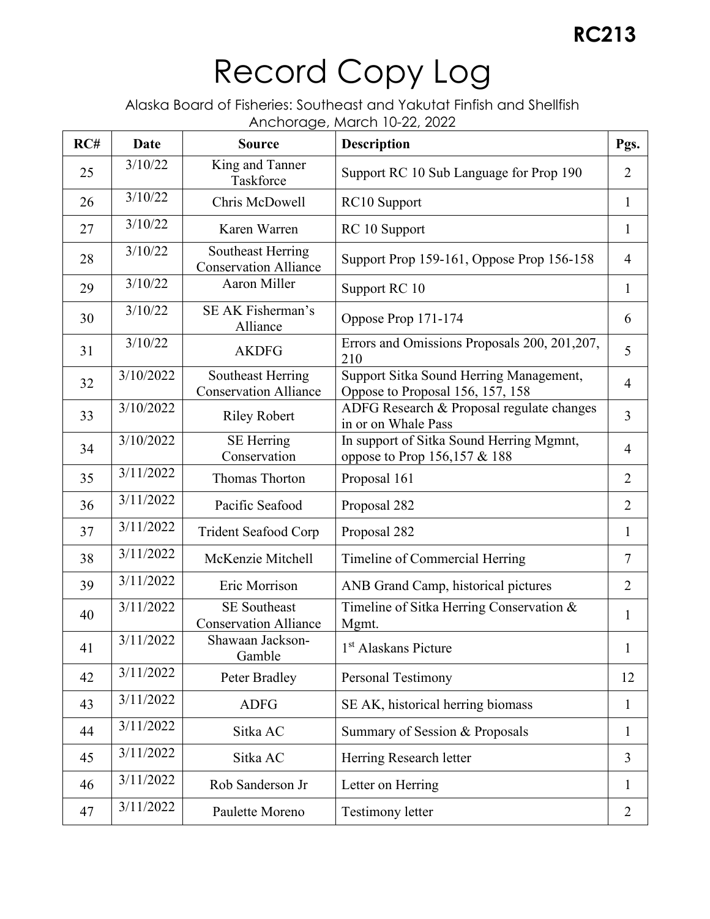**RC213**

# Record Copy Log

Alaska Board of Fisheries: Southeast and Yakutat Finfish and Shellfish
Anchorage, March 10-22, 2022

| RC# | Date | Source | Description | Pgs. |
|---|---|---|---|---|
| 25 | 3/10/22 | King and Tanner Taskforce | Support RC 10 Sub Language for Prop 190 | 2 |
| 26 | 3/10/22 | Chris McDowell | RC10 Support | 1 |
| 27 | 3/10/22 | Karen Warren | RC 10 Support | 1 |
| 28 | 3/10/22 | Southeast Herring Conservation Alliance | Support Prop 159-161, Oppose Prop 156-158 | 4 |
| 29 | 3/10/22 | Aaron Miller | Support RC 10 | 1 |
| 30 | 3/10/22 | SE AK Fisherman's Alliance | Oppose Prop 171-174 | 6 |
| 31 | 3/10/22 | AKDFG | Errors and Omissions Proposals 200, 201,207, 210 | 5 |
| 32 | 3/10/2022 | Southeast Herring Conservation Alliance | Support Sitka Sound Herring Management, Oppose to Proposal 156, 157, 158 | 4 |
| 33 | 3/10/2022 | Riley Robert | ADFG Research & Proposal regulate changes in or on Whale Pass | 3 |
| 34 | 3/10/2022 | SE Herring Conservation | In support of Sitka Sound Herring Mgmnt, oppose to Prop 156,157 & 188 | 4 |
| 35 | 3/11/2022 | Thomas Thorton | Proposal 161 | 2 |
| 36 | 3/11/2022 | Pacific Seafood | Proposal 282 | 2 |
| 37 | 3/11/2022 | Trident Seafood Corp | Proposal 282 | 1 |
| 38 | 3/11/2022 | McKenzie Mitchell | Timeline of Commercial Herring | 7 |
| 39 | 3/11/2022 | Eric Morrison | ANB Grand Camp, historical pictures | 2 |
| 40 | 3/11/2022 | SE Southeast Conservation Alliance | Timeline of Sitka Herring Conservation & Mgmt. | 1 |
| 41 | 3/11/2022 | Shawaan Jackson-Gamble | 1st Alaskans Picture | 1 |
| 42 | 3/11/2022 | Peter Bradley | Personal Testimony | 12 |
| 43 | 3/11/2022 | ADFG | SE AK, historical herring biomass | 1 |
| 44 | 3/11/2022 | Sitka AC | Summary of Session & Proposals | 1 |
| 45 | 3/11/2022 | Sitka AC | Herring Research letter | 3 |
| 46 | 3/11/2022 | Rob Sanderson Jr | Letter on Herring | 1 |
| 47 | 3/11/2022 | Paulette Moreno | Testimony letter | 2 |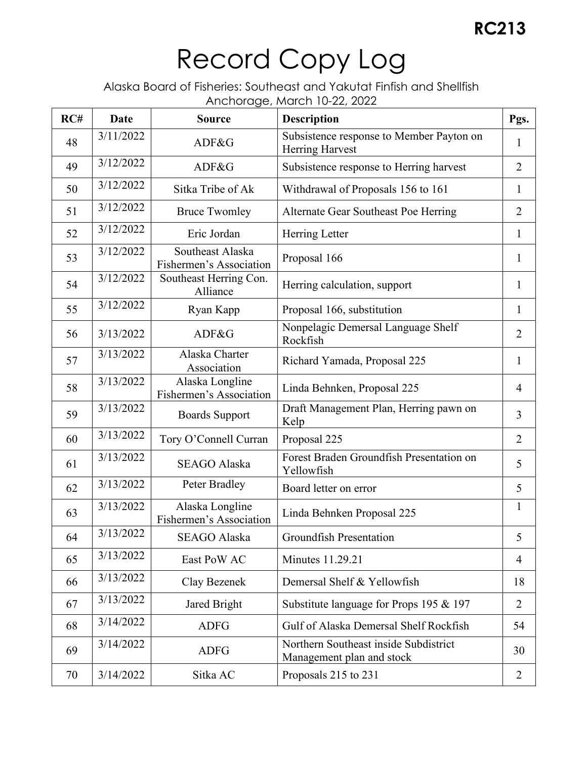**RC213**

# Record Copy Log

Alaska Board of Fisheries: Southeast and Yakutat Finfish and Shellfish
Anchorage, March 10-22, 2022

| RC# | Date | Source | Description | Pgs. |
|---|---|---|---|---|
| 48 | 3/11/2022 | ADF&G | Subsistence response to Member Payton on Herring Harvest | 1 |
| 49 | 3/12/2022 | ADF&G | Subsistence response to Herring harvest | 2 |
| 50 | 3/12/2022 | Sitka Tribe of Ak | Withdrawal of Proposals 156 to 161 | 1 |
| 51 | 3/12/2022 | Bruce Twomley | Alternate Gear Southeast Poe Herring | 2 |
| 52 | 3/12/2022 | Eric Jordan | Herring Letter | 1 |
| 53 | 3/12/2022 | Southeast Alaska Fishermen's Association | Proposal 166 | 1 |
| 54 | 3/12/2022 | Southeast Herring Con. Alliance | Herring calculation, support | 1 |
| 55 | 3/12/2022 | Ryan Kapp | Proposal 166, substitution | 1 |
| 56 | 3/13/2022 | ADF&G | Nonpelagic Demersal Language Shelf Rockfish | 2 |
| 57 | 3/13/2022 | Alaska Charter Association | Richard Yamada, Proposal 225 | 1 |
| 58 | 3/13/2022 | Alaska Longline Fishermen's Association | Linda Behnken, Proposal 225 | 4 |
| 59 | 3/13/2022 | Boards Support | Draft Management Plan, Herring pawn on Kelp | 3 |
| 60 | 3/13/2022 | Tory O'Connell Curran | Proposal 225 | 2 |
| 61 | 3/13/2022 | SEAGO Alaska | Forest Braden Groundfish Presentation on Yellowfish | 5 |
| 62 | 3/13/2022 | Peter Bradley | Board letter on error | 5 |
| 63 | 3/13/2022 | Alaska Longline Fishermen's Association | Linda Behnken Proposal 225 | 1 |
| 64 | 3/13/2022 | SEAGO Alaska | Groundfish Presentation | 5 |
| 65 | 3/13/2022 | East PoW AC | Minutes 11.29.21 | 4 |
| 66 | 3/13/2022 | Clay Bezenek | Demersal Shelf & Yellowfish | 18 |
| 67 | 3/13/2022 | Jared Bright | Substitute language for Props 195 & 197 | 2 |
| 68 | 3/14/2022 | ADFG | Gulf of Alaska Demersal Shelf Rockfish | 54 |
| 69 | 3/14/2022 | ADFG | Northern Southeast inside Subdistrict Management plan and stock | 30 |
| 70 | 3/14/2022 | Sitka AC | Proposals 215 to 231 | 2 |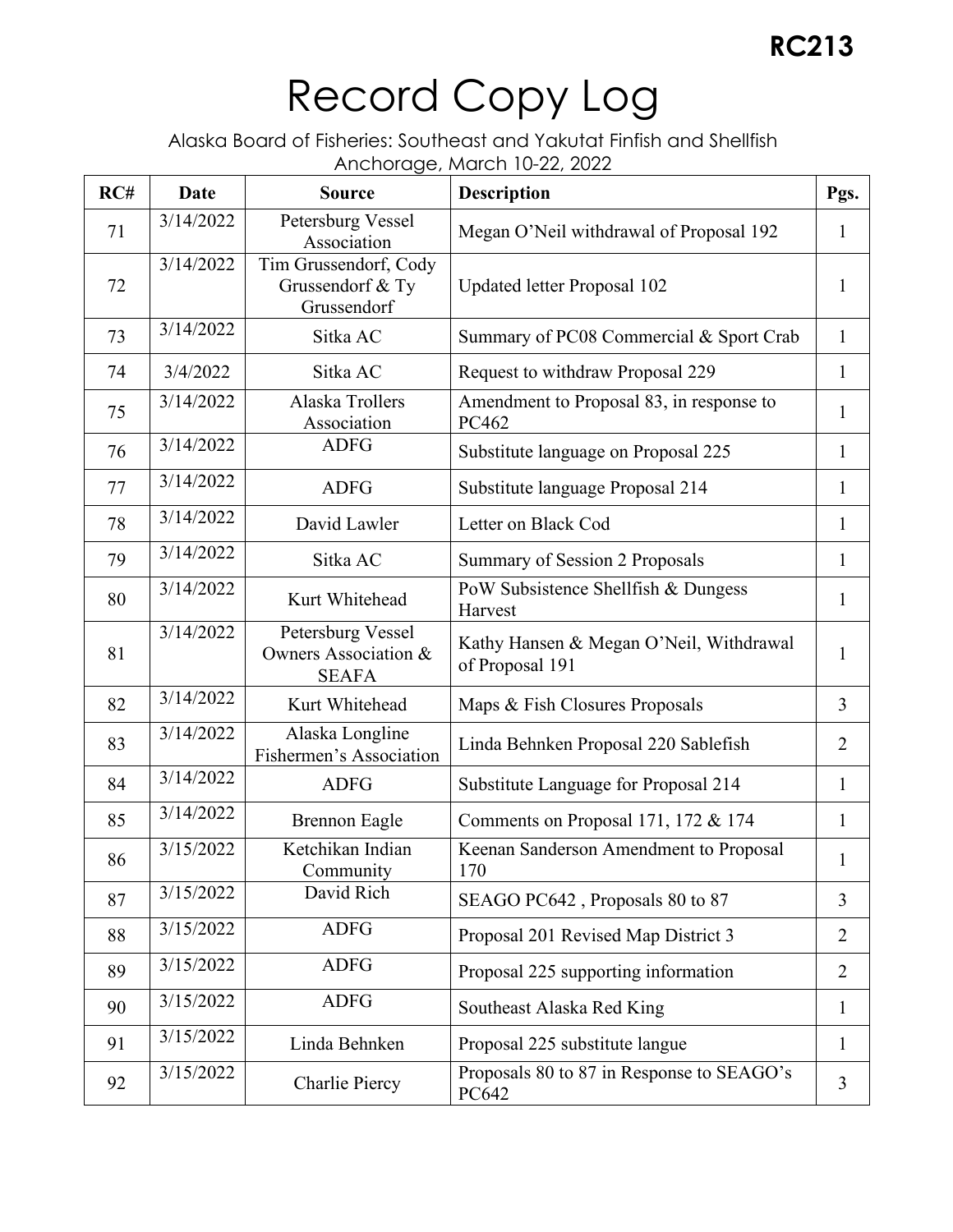RC213

# Record Copy Log

Alaska Board of Fisheries: Southeast and Yakutat Finfish and Shellfish
Anchorage, March 10-22, 2022

| RC# | Date | Source | Description | Pgs. |
|---|---|---|---|---|
| 71 | 3/14/2022 | Petersburg Vessel Association | Megan O'Neil withdrawal of Proposal 192 | 1 |
| 72 | 3/14/2022 | Tim Grussendorf, Cody Grussendorf & Ty Grussendorf | Updated letter Proposal 102 | 1 |
| 73 | 3/14/2022 | Sitka AC | Summary of PC08 Commercial & Sport Crab | 1 |
| 74 | 3/4/2022 | Sitka AC | Request to withdraw Proposal 229 | 1 |
| 75 | 3/14/2022 | Alaska Trollers Association | Amendment to Proposal 83, in response to PC462 | 1 |
| 76 | 3/14/2022 | ADFG | Substitute language on Proposal 225 | 1 |
| 77 | 3/14/2022 | ADFG | Substitute language Proposal 214 | 1 |
| 78 | 3/14/2022 | David Lawler | Letter on Black Cod | 1 |
| 79 | 3/14/2022 | Sitka AC | Summary of Session 2 Proposals | 1 |
| 80 | 3/14/2022 | Kurt Whitehead | PoW Subsistence Shellfish & Dungess Harvest | 1 |
| 81 | 3/14/2022 | Petersburg Vessel Owners Association & SEAFA | Kathy Hansen & Megan O'Neil, Withdrawal of Proposal 191 | 1 |
| 82 | 3/14/2022 | Kurt Whitehead | Maps & Fish Closures Proposals | 3 |
| 83 | 3/14/2022 | Alaska Longline Fishermen's Association | Linda Behnken Proposal 220 Sablefish | 2 |
| 84 | 3/14/2022 | ADFG | Substitute Language for Proposal 214 | 1 |
| 85 | 3/14/2022 | Brennon Eagle | Comments on Proposal 171, 172 & 174 | 1 |
| 86 | 3/15/2022 | Ketchikan Indian Community | Keenan Sanderson Amendment to Proposal 170 | 1 |
| 87 | 3/15/2022 | David Rich | SEAGO PC642 , Proposals 80 to 87 | 3 |
| 88 | 3/15/2022 | ADFG | Proposal 201 Revised Map District 3 | 2 |
| 89 | 3/15/2022 | ADFG | Proposal 225 supporting information | 2 |
| 90 | 3/15/2022 | ADFG | Southeast Alaska Red King | 1 |
| 91 | 3/15/2022 | Linda Behnken | Proposal 225 substitute langue | 1 |
| 92 | 3/15/2022 | Charlie Piercy | Proposals 80 to 87 in Response to SEAGO's PC642 | 3 |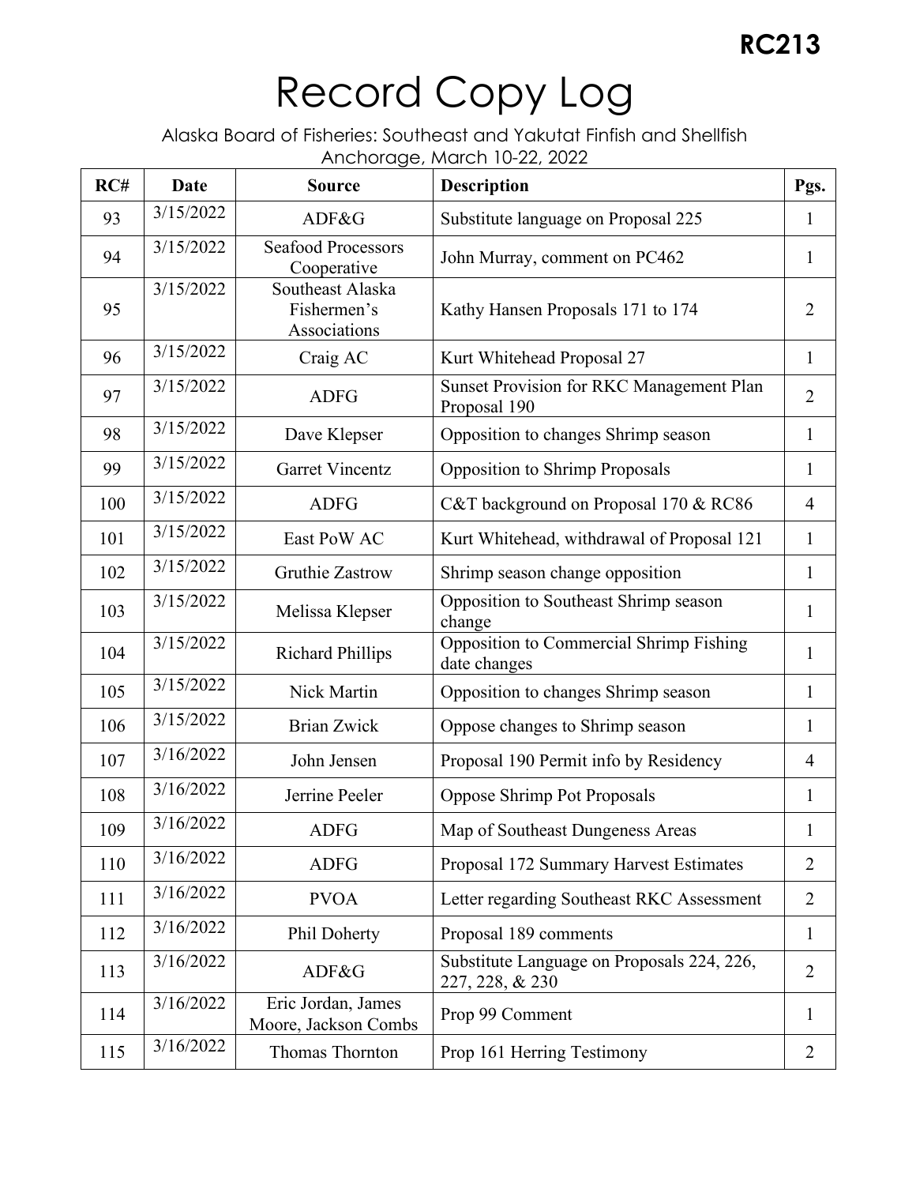RC213

# Record Copy Log

Alaska Board of Fisheries: Southeast and Yakutat Finfish and Shellfish
Anchorage, March 10-22, 2022

| RC# | Date | Source | Description | Pgs. |
|---|---|---|---|---|
| 93 | 3/15/2022 | ADF&G | Substitute language on Proposal 225 | 1 |
| 94 | 3/15/2022 | Seafood Processors Cooperative | John Murray, comment on PC462 | 1 |
| 95 | 3/15/2022 | Southeast Alaska Fishermen's Associations | Kathy Hansen Proposals 171 to 174 | 2 |
| 96 | 3/15/2022 | Craig AC | Kurt Whitehead Proposal 27 | 1 |
| 97 | 3/15/2022 | ADFG | Sunset Provision for RKC Management Plan Proposal 190 | 2 |
| 98 | 3/15/2022 | Dave Klepser | Opposition to changes Shrimp season | 1 |
| 99 | 3/15/2022 | Garret Vincentz | Opposition to Shrimp Proposals | 1 |
| 100 | 3/15/2022 | ADFG | C&T background on Proposal 170 & RC86 | 4 |
| 101 | 3/15/2022 | East PoW AC | Kurt Whitehead, withdrawal of Proposal 121 | 1 |
| 102 | 3/15/2022 | Gruthie Zastrow | Shrimp season change opposition | 1 |
| 103 | 3/15/2022 | Melissa Klepser | Opposition to Southeast Shrimp season change | 1 |
| 104 | 3/15/2022 | Richard Phillips | Opposition to Commercial Shrimp Fishing date changes | 1 |
| 105 | 3/15/2022 | Nick Martin | Opposition to changes Shrimp season | 1 |
| 106 | 3/15/2022 | Brian Zwick | Oppose changes to Shrimp season | 1 |
| 107 | 3/16/2022 | John Jensen | Proposal 190 Permit info by Residency | 4 |
| 108 | 3/16/2022 | Jerrine Peeler | Oppose Shrimp Pot Proposals | 1 |
| 109 | 3/16/2022 | ADFG | Map of Southeast Dungeness Areas | 1 |
| 110 | 3/16/2022 | ADFG | Proposal 172 Summary Harvest Estimates | 2 |
| 111 | 3/16/2022 | PVOA | Letter regarding Southeast RKC Assessment | 2 |
| 112 | 3/16/2022 | Phil Doherty | Proposal 189 comments | 1 |
| 113 | 3/16/2022 | ADF&G | Substitute Language on Proposals 224, 226, 227, 228, & 230 | 2 |
| 114 | 3/16/2022 | Eric Jordan, James Moore, Jackson Combs | Prop 99 Comment | 1 |
| 115 | 3/16/2022 | Thomas Thornton | Prop 161 Herring Testimony | 2 |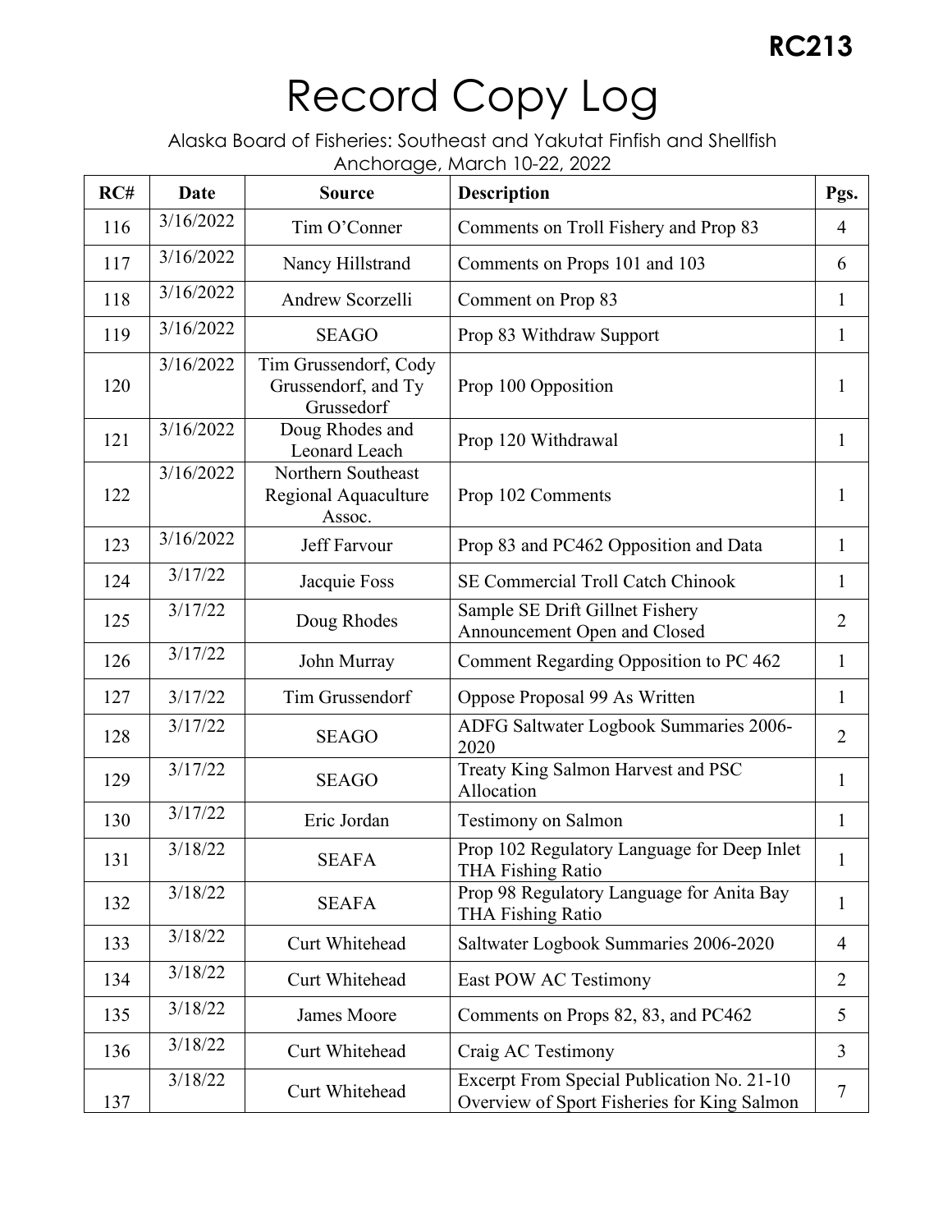**RC213**

# Record Copy Log

Alaska Board of Fisheries: Southeast and Yakutat Finfish and Shellfish
Anchorage, March 10-22, 2022

| RC# | Date | Source | Description | Pgs. |
|---|---|---|---|---|
| 116 | 3/16/2022 | Tim O'Conner | Comments on Troll Fishery and Prop 83 | 4 |
| 117 | 3/16/2022 | Nancy Hillstrand | Comments on Props 101 and 103 | 6 |
| 118 | 3/16/2022 | Andrew Scorzelli | Comment on Prop 83 | 1 |
| 119 | 3/16/2022 | SEAGO | Prop 83 Withdraw Support | 1 |
| 120 | 3/16/2022 | Tim Grussendorf, Cody Grussendorf, and Ty Grussedorf | Prop 100 Opposition | 1 |
| 121 | 3/16/2022 | Doug Rhodes and Leonard Leach | Prop 120 Withdrawal | 1 |
| 122 | 3/16/2022 | Northern Southeast Regional Aquaculture Assoc. | Prop 102 Comments | 1 |
| 123 | 3/16/2022 | Jeff Farvour | Prop 83 and PC462 Opposition and Data | 1 |
| 124 | 3/17/22 | Jacquie Foss | SE Commercial Troll Catch Chinook | 1 |
| 125 | 3/17/22 | Doug Rhodes | Sample SE Drift Gillnet Fishery Announcement Open and Closed | 2 |
| 126 | 3/17/22 | John Murray | Comment Regarding Opposition to PC 462 | 1 |
| 127 | 3/17/22 | Tim Grussendorf | Oppose Proposal 99 As Written | 1 |
| 128 | 3/17/22 | SEAGO | ADFG Saltwater Logbook Summaries 2006-2020 | 2 |
| 129 | 3/17/22 | SEAGO | Treaty King Salmon Harvest and PSC Allocation | 1 |
| 130 | 3/17/22 | Eric Jordan | Testimony on Salmon | 1 |
| 131 | 3/18/22 | SEAFA | Prop 102 Regulatory Language for Deep Inlet THA Fishing Ratio | 1 |
| 132 | 3/18/22 | SEAFA | Prop 98 Regulatory Language for Anita Bay THA Fishing Ratio | 1 |
| 133 | 3/18/22 | Curt Whitehead | Saltwater Logbook Summaries 2006-2020 | 4 |
| 134 | 3/18/22 | Curt Whitehead | East POW AC Testimony | 2 |
| 135 | 3/18/22 | James Moore | Comments on Props 82, 83, and PC462 | 5 |
| 136 | 3/18/22 | Curt Whitehead | Craig AC Testimony | 3 |
| 137 | 3/18/22 | Curt Whitehead | Excerpt From Special Publication No. 21-10 Overview of Sport Fisheries for King Salmon | 7 |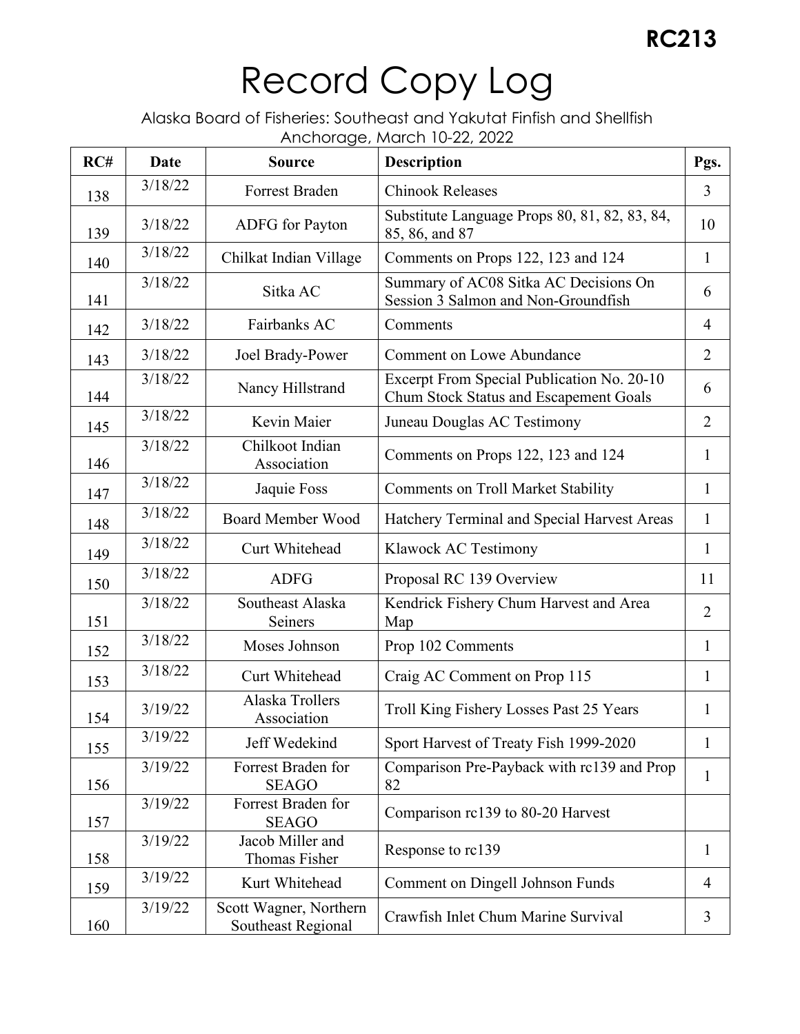**RC213**

# Record Copy Log

Alaska Board of Fisheries: Southeast and Yakutat Finfish and Shellfish
Anchorage, March 10-22, 2022

| RC# | Date | Source | Description | Pgs. |
|---|---|---|---|---|
| 138 | 3/18/22 | Forrest Braden | Chinook Releases | 3 |
| 139 | 3/18/22 | ADFG for Payton | Substitute Language Props 80, 81, 82, 83, 84, 85, 86, and 87 | 10 |
| 140 | 3/18/22 | Chilkat Indian Village | Comments on Props 122, 123 and 124 | 1 |
| 141 | 3/18/22 | Sitka AC | Summary of AC08 Sitka AC Decisions On Session 3 Salmon and Non-Groundfish | 6 |
| 142 | 3/18/22 | Fairbanks AC | Comments | 4 |
| 143 | 3/18/22 | Joel Brady-Power | Comment on Lowe Abundance | 2 |
| 144 | 3/18/22 | Nancy Hillstrand | Excerpt From Special Publication No. 20-10 Chum Stock Status and Escapement Goals | 6 |
| 145 | 3/18/22 | Kevin Maier | Juneau Douglas AC Testimony | 2 |
| 146 | 3/18/22 | Chilkoot Indian Association | Comments on Props 122, 123 and 124 | 1 |
| 147 | 3/18/22 | Jaquie Foss | Comments on Troll Market Stability | 1 |
| 148 | 3/18/22 | Board Member Wood | Hatchery Terminal and Special Harvest Areas | 1 |
| 149 | 3/18/22 | Curt Whitehead | Klawock AC Testimony | 1 |
| 150 | 3/18/22 | ADFG | Proposal RC 139 Overview | 11 |
| 151 | 3/18/22 | Southeast Alaska Seiners | Kendrick Fishery Chum Harvest and Area Map | 2 |
| 152 | 3/18/22 | Moses Johnson | Prop 102 Comments | 1 |
| 153 | 3/18/22 | Curt Whitehead | Craig AC Comment on Prop 115 | 1 |
| 154 | 3/19/22 | Alaska Trollers Association | Troll King Fishery Losses Past 25 Years | 1 |
| 155 | 3/19/22 | Jeff Wedekind | Sport Harvest of Treaty Fish 1999-2020 | 1 |
| 156 | 3/19/22 | Forrest Braden for SEAGO | Comparison Pre-Payback with rc139 and Prop 82 | 1 |
| 157 | 3/19/22 | Forrest Braden for SEAGO | Comparison rc139 to 80-20 Harvest | |
| 158 | 3/19/22 | Jacob Miller and Thomas Fisher | Response to rc139 | 1 |
| 159 | 3/19/22 | Kurt Whitehead | Comment on Dingell Johnson Funds | 4 |
| 160 | 3/19/22 | Scott Wagner, Northern Southeast Regional | Crawfish Inlet Chum Marine Survival | 3 |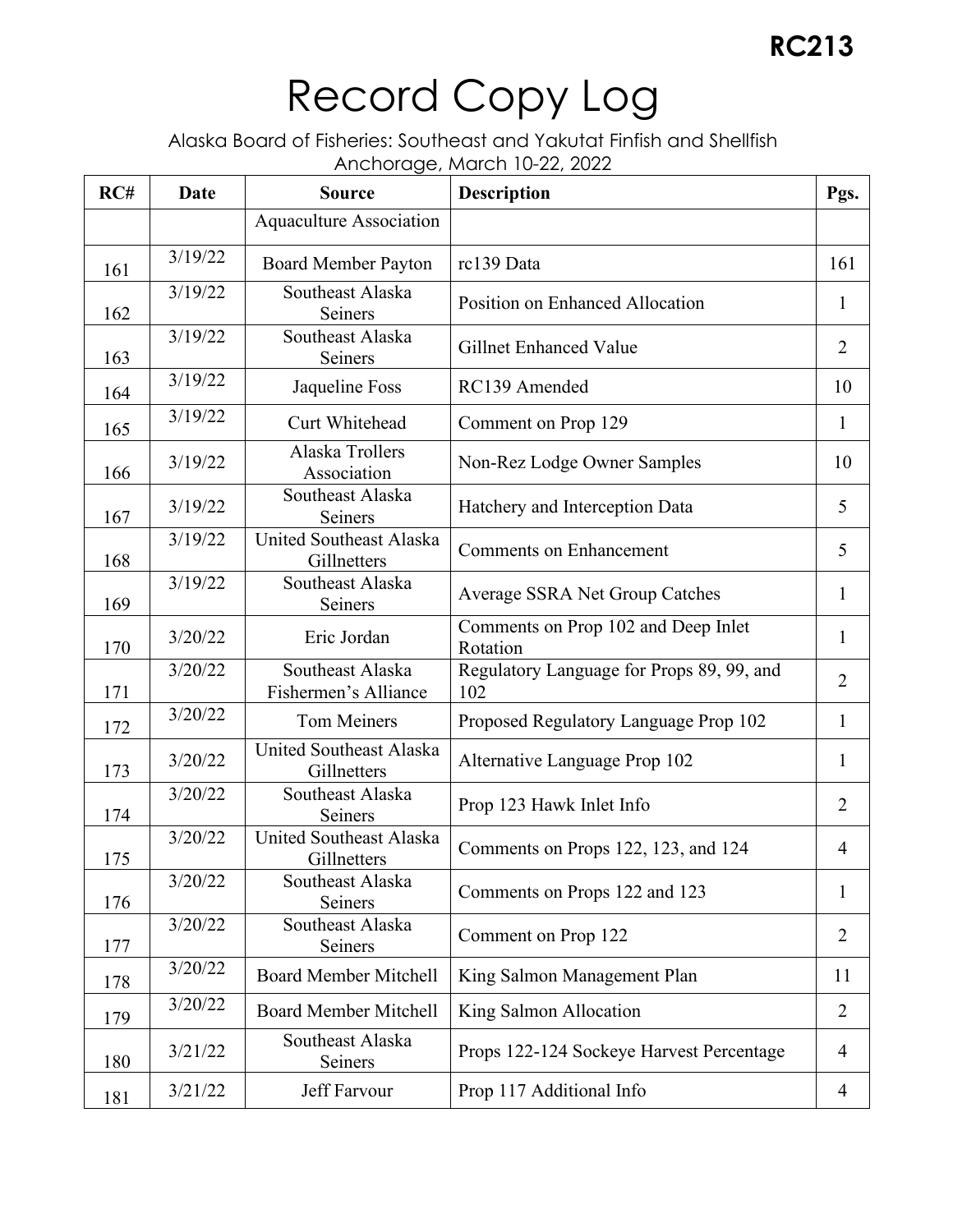**RC213**

# Record Copy Log

Alaska Board of Fisheries: Southeast and Yakutat Finfish and Shellfish
Anchorage, March 10-22, 2022

| RC# | Date | Source | Description | Pgs. |
|---|---|---|---|---|
| | | Aquaculture Association | | |
| 161 | 3/19/22 | Board Member Payton | rc139 Data | 161 |
| 162 | 3/19/22 | Southeast Alaska Seiners | Position on Enhanced Allocation | 1 |
| 163 | 3/19/22 | Southeast Alaska Seiners | Gillnet Enhanced Value | 2 |
| 164 | 3/19/22 | Jaqueline Foss | RC139 Amended | 10 |
| 165 | 3/19/22 | Curt Whitehead | Comment on Prop 129 | 1 |
| 166 | 3/19/22 | Alaska Trollers Association | Non-Rez Lodge Owner Samples | 10 |
| 167 | 3/19/22 | Southeast Alaska Seiners | Hatchery and Interception Data | 5 |
| 168 | 3/19/22 | United Southeast Alaska Gillnetters | Comments on Enhancement | 5 |
| 169 | 3/19/22 | Southeast Alaska Seiners | Average SSRA Net Group Catches | 1 |
| 170 | 3/20/22 | Eric Jordan | Comments on Prop 102 and Deep Inlet Rotation | 1 |
| 171 | 3/20/22 | Southeast Alaska Fishermen's Alliance | Regulatory Language for Props 89, 99, and 102 | 2 |
| 172 | 3/20/22 | Tom Meiners | Proposed Regulatory Language Prop 102 | 1 |
| 173 | 3/20/22 | United Southeast Alaska Gillnetters | Alternative Language Prop 102 | 1 |
| 174 | 3/20/22 | Southeast Alaska Seiners | Prop 123 Hawk Inlet Info | 2 |
| 175 | 3/20/22 | United Southeast Alaska Gillnetters | Comments on Props 122, 123, and 124 | 4 |
| 176 | 3/20/22 | Southeast Alaska Seiners | Comments on Props 122 and 123 | 1 |
| 177 | 3/20/22 | Southeast Alaska Seiners | Comment on Prop 122 | 2 |
| 178 | 3/20/22 | Board Member Mitchell | King Salmon Management Plan | 11 |
| 179 | 3/20/22 | Board Member Mitchell | King Salmon Allocation | 2 |
| 180 | 3/21/22 | Southeast Alaska Seiners | Props 122-124 Sockeye Harvest Percentage | 4 |
| 181 | 3/21/22 | Jeff Farvour | Prop 117 Additional Info | 4 |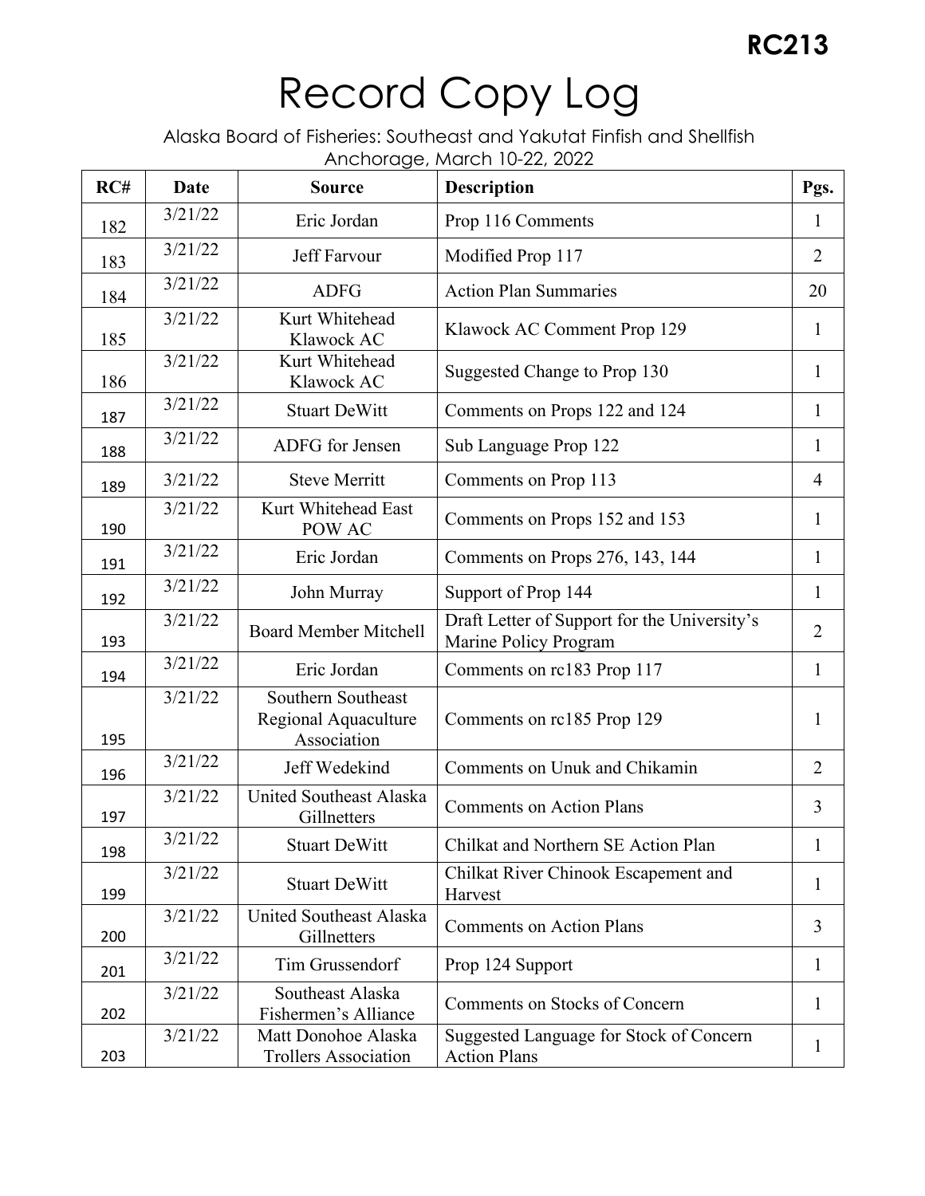**RC213**

# Record Copy Log

Alaska Board of Fisheries: Southeast and Yakutat Finfish and Shellfish
Anchorage, March 10-22, 2022

| RC# | Date | Source | Description | Pgs. |
|---|---|---|---|---|
| 182 | 3/21/22 | Eric Jordan | Prop 116 Comments | 1 |
| 183 | 3/21/22 | Jeff Farvour | Modified Prop 117 | 2 |
| 184 | 3/21/22 | ADFG | Action Plan Summaries | 20 |
| 185 | 3/21/22 | Kurt Whitehead Klawock AC | Klawock AC Comment Prop 129 | 1 |
| 186 | 3/21/22 | Kurt Whitehead Klawock AC | Suggested Change to Prop 130 | 1 |
| 187 | 3/21/22 | Stuart DeWitt | Comments on Props 122 and 124 | 1 |
| 188 | 3/21/22 | ADFG for Jensen | Sub Language Prop 122 | 1 |
| 189 | 3/21/22 | Steve Merritt | Comments on Prop 113 | 4 |
| 190 | 3/21/22 | Kurt Whitehead East POW AC | Comments on Props 152 and 153 | 1 |
| 191 | 3/21/22 | Eric Jordan | Comments on Props 276, 143, 144 | 1 |
| 192 | 3/21/22 | John Murray | Support of Prop 144 | 1 |
| 193 | 3/21/22 | Board Member Mitchell | Draft Letter of Support for the University's Marine Policy Program | 2 |
| 194 | 3/21/22 | Eric Jordan | Comments on rc183 Prop 117 | 1 |
| 195 | 3/21/22 | Southern Southeast Regional Aquaculture Association | Comments on rc185 Prop 129 | 1 |
| 196 | 3/21/22 | Jeff Wedekind | Comments on Unuk and Chikamin | 2 |
| 197 | 3/21/22 | United Southeast Alaska Gillnetters | Comments on Action Plans | 3 |
| 198 | 3/21/22 | Stuart DeWitt | Chilkat and Northern SE Action Plan | 1 |
| 199 | 3/21/22 | Stuart DeWitt | Chilkat River Chinook Escapement and Harvest | 1 |
| 200 | 3/21/22 | United Southeast Alaska Gillnetters | Comments on Action Plans | 3 |
| 201 | 3/21/22 | Tim Grussendorf | Prop 124 Support | 1 |
| 202 | 3/21/22 | Southeast Alaska Fishermen's Alliance | Comments on Stocks of Concern | 1 |
| 203 | 3/21/22 | Matt Donohoe Alaska Trollers Association | Suggested Language for Stock of Concern Action Plans | 1 |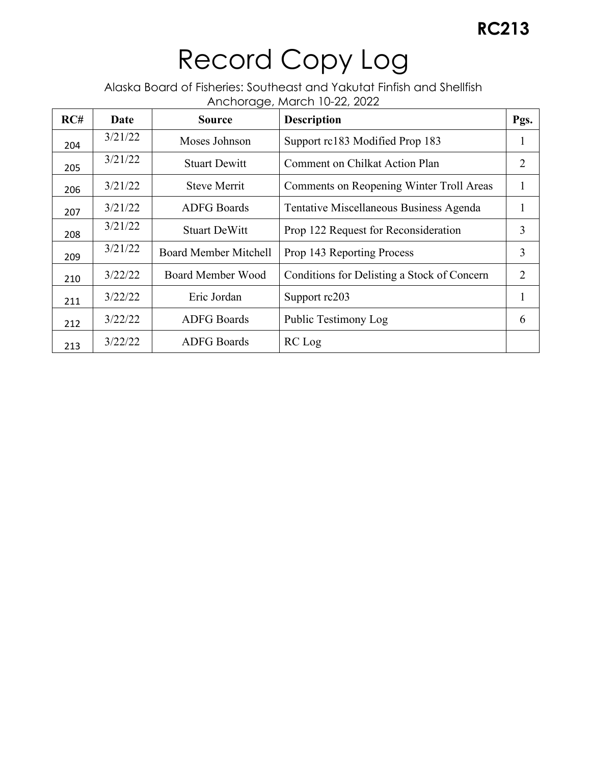**RC213**

# Record Copy Log

Alaska Board of Fisheries: Southeast and Yakutat Finfish and Shellfish
Anchorage, March 10-22, 2022

| RC# | Date | Source | Description | Pgs. |
|---|---|---|---|---|
| 204 | 3/21/22 | Moses Johnson | Support rc183 Modified Prop 183 | 1 |
| 205 | 3/21/22 | Stuart Dewitt | Comment on Chilkat Action Plan | 2 |
| 206 | 3/21/22 | Steve Merrit | Comments on Reopening Winter Troll Areas | 1 |
| 207 | 3/21/22 | ADFG Boards | Tentative Miscellaneous Business Agenda | 1 |
| 208 | 3/21/22 | Stuart DeWitt | Prop 122 Request for Reconsideration | 3 |
| 209 | 3/21/22 | Board Member Mitchell | Prop 143 Reporting Process | 3 |
| 210 | 3/22/22 | Board Member Wood | Conditions for Delisting a Stock of Concern | 2 |
| 211 | 3/22/22 | Eric Jordan | Support rc203 | 1 |
| 212 | 3/22/22 | ADFG Boards | Public Testimony Log | 6 |
| 213 | 3/22/22 | ADFG Boards | RC Log | |